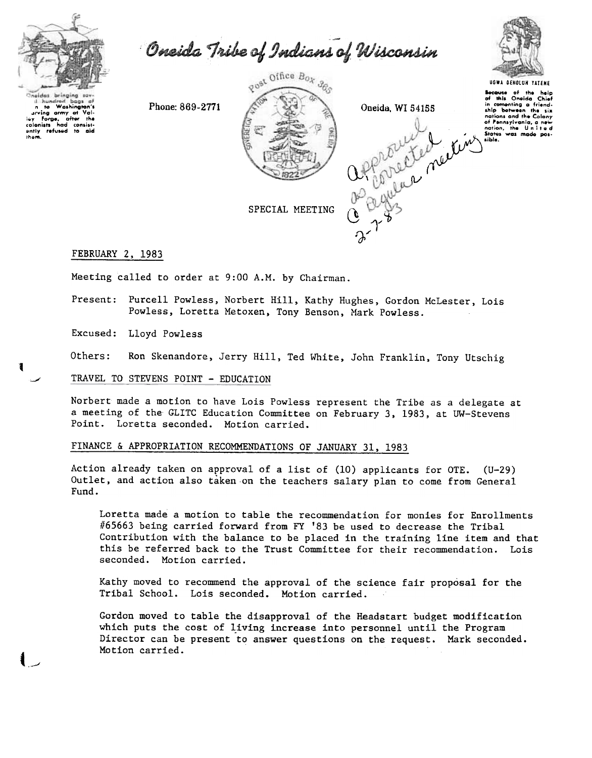# Oneida Tribe of Indians of Wisconsin

Oneidas bringing several hundred bags of corn to Washington's starving army at Valley Forge, after the colonists had consistently refused to aid them.

Phone: 869-2771

Post Office Box 365

Oneida, WI 54155

UGWA DEHOLUH YATEHE

Because of the help of this Oneida Chief in cementing a friendship between the six nations and the Colony of Pennsylvania, a new nation, the United States was made possible.

*approved as corrected @ Regular meeting 2-7-83*

SPECIAL MEETING

FEBRUARY 2, 1983

Meeting called to order at 9:00 A.M. by Chairman.

Present: Purcell Powless, Norbert Hill, Kathy Hughes, Gordon McLester, Lois Powless, Loretta Metoxen, Tony Benson, Mark Powless.

Excused: Lloyd Powless

Others: Ron Skenandore, Jerry Hill, Ted White, John Franklin, Tony Utschig

## TRAVEL TO STEVENS POINT - EDUCATION

Norbert made a motion to have Lois Powless represent the Tribe as a delegate at a meeting of the GLITC Education Committee on February 3, 1983, at UW-Stevens Point. Loretta seconded. Motion carried.

## FINANCE & APPROPRIATION RECOMMENDATIONS OF JANUARY 31, 1983

Action already taken on approval of a list of (10) applicants for OTE. (U-29) Outlet, and action also taken on the teachers salary plan to come from General Fund.

Loretta made a motion to table the recommendation for monies for Enrollments #65663 being carried forward from FY '83 be used to decrease the Tribal Contribution with the balance to be placed in the training line item and that this be referred back to the Trust Committee for their recommendation. Lois seconded. Motion carried.

Kathy moved to recommend the approval of the science fair proposal for the Tribal School. Lois seconded. Motion carried.

Gordon moved to table the disapproval of the Headstart budget modification which puts the cost of living increase into personnel until the Program Director can be present to answer questions on the request. Mark seconded. Motion carried.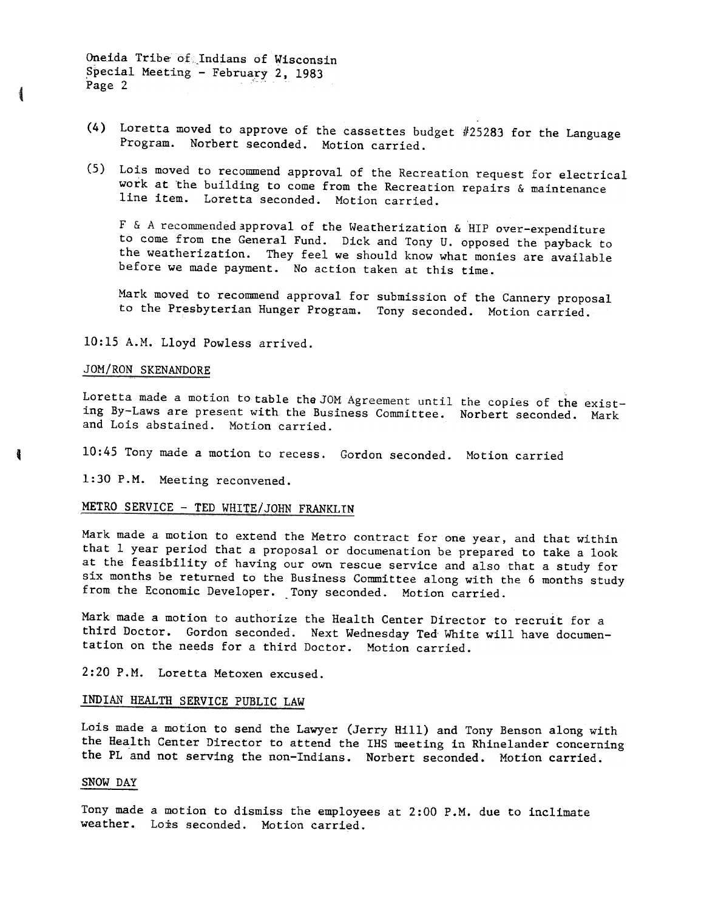(4) Loretta moved to approve of the cassettes budget #25283 for the Language Program. Norbert seconded. Motion carried.

(5) Lois moved to recommend approval of the Recreation request for electrical work at the building to come from the Recreation repairs & maintenance line item. Loretta seconded. Motion carried.

F & A recommended approval of the Weatherization & HIP over-expenditure to come from the General Fund. Dick and Tony U. opposed the payback to the weatherization. They feel we should know what monies are available before we made payment. No action taken at this time.

Mark moved to recommend approval for submission of the Cannery proposal to the Presbyterian Hunger Program. Tony seconded. Motion carried.

10:15 A.M. Lloyd Powless arrived.

JOM/RON SKENANDORE

Loretta made a motion to table the JOM Agreement until the copies of the existing By-Laws are present with the Business Committee. Norbert seconded. Mark and Lois abstained. Motion carried.

10:45 Tony made a motion to recess. Gordon seconded. Motion carried

1:30 P.M. Meeting reconvened.

METRO SERVICE - TED WHITE/JOHN FRANKLIN

Mark made a motion to extend the Metro contract for one year, and that within that 1 year period that a proposal or documenation be prepared to take a look at the feasibility of having our own rescue service and also that a study for six months be returned to the Business Committee along with the 6 months study from the Economic Developer. Tony seconded. Motion carried.

Mark made a motion to authorize the Health Center Director to recruit for a third Doctor. Gordon seconded. Next Wednesday Ted White will have documentation on the needs for a third Doctor. Motion carried.

2:20 P.M. Loretta Metoxen excused.

INDIAN HEALTH SERVICE PUBLIC LAW

Lois made a motion to send the Lawyer (Jerry Hill) and Tony Benson along with the Health Center Director to attend the IHS meeting in Rhinelander concerning the PL and not serving the non-Indians. Norbert seconded. Motion carried.

SNOW DAY

Tony made a motion to dismiss the employees at 2:00 P.M. due to inclimate weather. Lois seconded. Motion carried.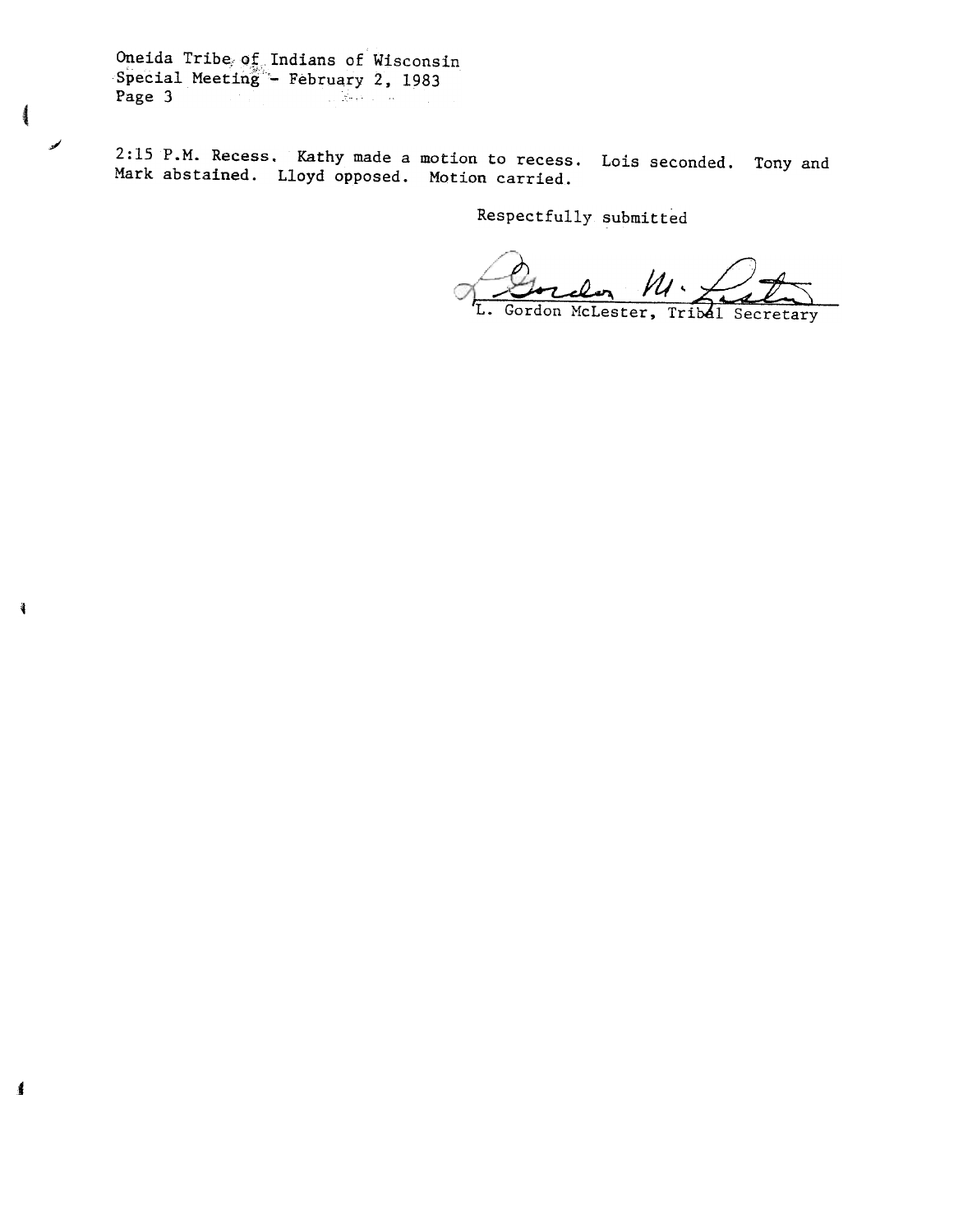2:15 P.M. Recess. Kathy made a motion to recess. Lois seconded. Tony and Mark abstained. Lloyd opposed. Motion carried.

Respectfully submitted

L. Gordon McLester, Tribal Secretary